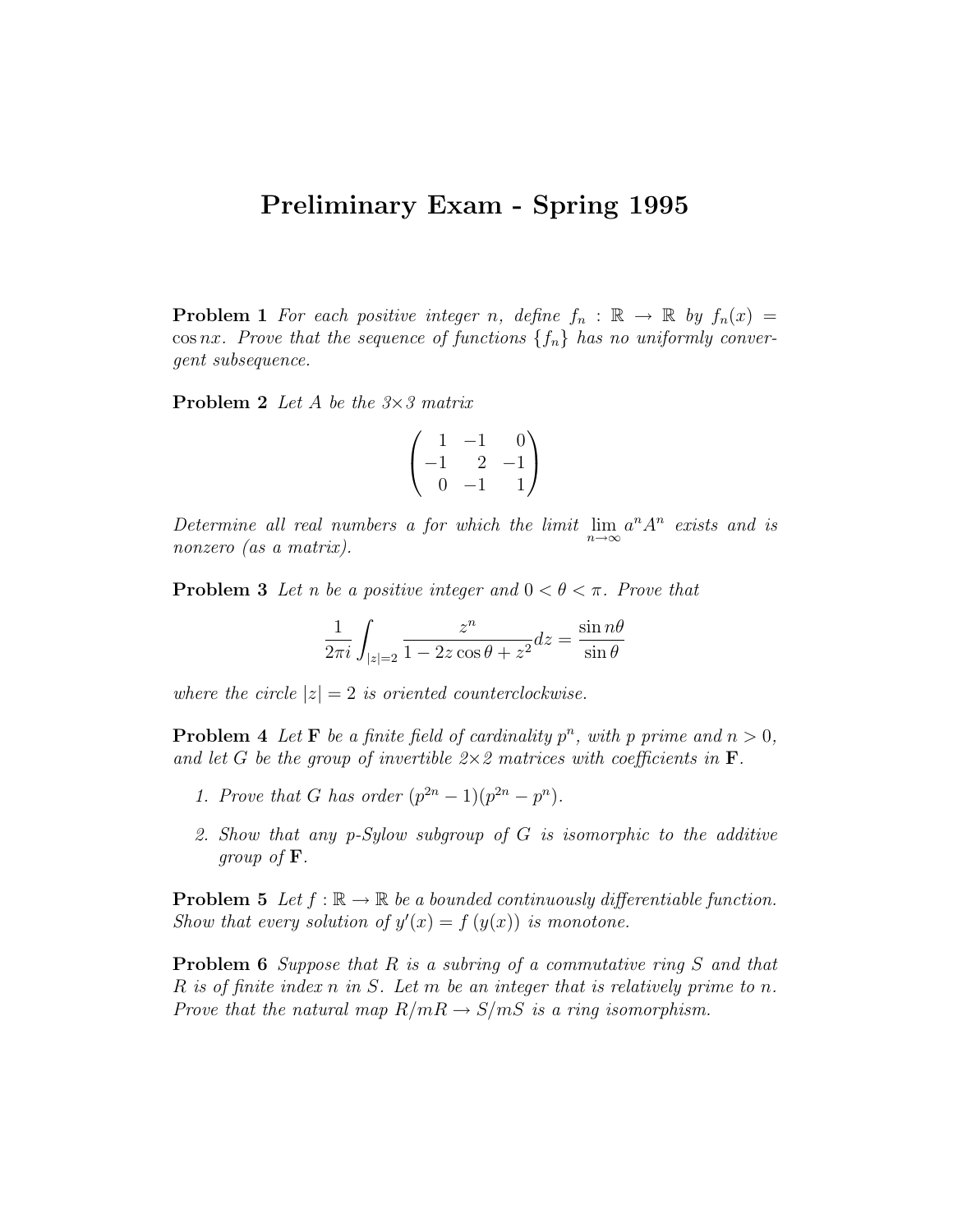# Preliminary Exam - Spring 1995

**Problem 1** *For each positive integer $n$, define $f_n : \mathbb{R} \to \mathbb{R}$ by $f_n(x) = \cos nx$. Prove that the sequence of functions $\{f_n\}$ has no uniformly convergent subsequence.*

**Problem 2** *Let $A$ be the $3\times 3$ matrix*

$$\begin{pmatrix} 1 & -1 & 0 \\ -1 & 2 & -1 \\ 0 & -1 & 1 \end{pmatrix}$$

*Determine all real numbers $a$ for which the limit $\lim_{n\to\infty} a^n A^n$ exists and is nonzero (as a matrix).*

**Problem 3** *Let $n$ be a positive integer and $0 < \theta < \pi$. Prove that*

$$\frac{1}{2\pi i}\int_{|z|=2} \frac{z^n}{1 - 2z\cos\theta + z^2} dz = \frac{\sin n\theta}{\sin\theta}$$

*where the circle $|z| = 2$ is oriented counterclockwise.*

**Problem 4** *Let $\mathbf{F}$ be a finite field of cardinality $p^n$, with $p$ prime and $n > 0$, and let $G$ be the group of invertible $2\times 2$ matrices with coefficients in $\mathbf{F}$.*

1. *Prove that $G$ has order $(p^{2n} - 1)(p^{2n} - p^n)$.*
2. *Show that any $p$-Sylow subgroup of $G$ is isomorphic to the additive group of $\mathbf{F}$.*

**Problem 5** *Let $f : \mathbb{R} \to \mathbb{R}$ be a bounded continuously differentiable function. Show that every solution of $y'(x) = f(y(x))$ is monotone.*

**Problem 6** *Suppose that $R$ is a subring of a commutative ring $S$ and that $R$ is of finite index $n$ in $S$. Let $m$ be an integer that is relatively prime to $n$. Prove that the natural map $R/mR \to S/mS$ is a ring isomorphism.*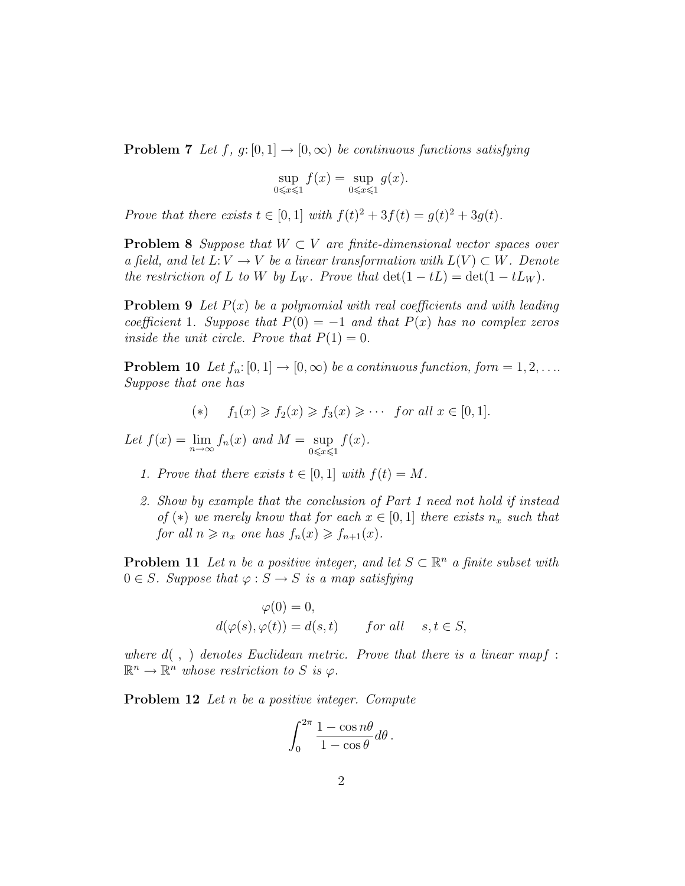**Problem 7** *Let $f,\ g\colon [0,1] \to [0,\infty)$ be continuous functions satisfying*

$$\sup_{0 \leqslant x \leqslant 1} f(x) = \sup_{0 \leqslant x \leqslant 1} g(x).$$

*Prove that there exists $t \in [0,1]$ with $f(t)^2 + 3f(t) = g(t)^2 + 3g(t)$.*

**Problem 8** *Suppose that $W \subset V$ are finite-dimensional vector spaces over a field, and let $L\colon V \to V$ be a linear transformation with $L(V) \subset W$. Denote the restriction of $L$ to $W$ by $L_W$. Prove that $\det(1 - tL) = \det(1 - tL_W)$.*

**Problem 9** *Let $P(x)$ be a polynomial with real coefficients and with leading coefficient 1. Suppose that $P(0) = -1$ and that $P(x)$ has no complex zeros inside the unit circle. Prove that $P(1) = 0$.*

**Problem 10** *Let $f_n\colon [0,1] \to [0,\infty)$ be a continuous function, forn $= 1, 2, \ldots$. Suppose that one has*

$$(*) \qquad f_1(x) \geqslant f_2(x) \geqslant f_3(x) \geqslant \cdots \quad \textit{for all } x \in [0,1].$$

*Let $f(x) = \lim_{n \to \infty} f_n(x)$ and $M = \sup_{0 \leqslant x \leqslant 1} f(x)$.*

1. *Prove that there exists $t \in [0,1]$ with $f(t) = M$.*
2. *Show by example that the conclusion of Part 1 need not hold if instead of $(*)$ we merely know that for each $x \in [0,1]$ there exists $n_x$ such that for all $n \geqslant n_x$ one has $f_n(x) \geqslant f_{n+1}(x)$.*

**Problem 11** *Let $n$ be a positive integer, and let $S \subset \mathbb{R}^n$ a finite subset with $0 \in S$. Suppose that $\varphi : S \to S$ is a map satisfying*

$$\varphi(0) = 0,$$
$$d(\varphi(s), \varphi(t)) = d(s,t) \qquad \textit{for all} \quad s, t \in S,$$

*where $d(\ ,\ )$ denotes Euclidean metric. Prove that there is a linear mapf : $\mathbb{R}^n \to \mathbb{R}^n$ whose restriction to $S$ is $\varphi$.*

**Problem 12** *Let $n$ be a positive integer. Compute*

$$\int_0^{2\pi} \frac{1 - \cos n\theta}{1 - \cos\theta} d\theta\,.$$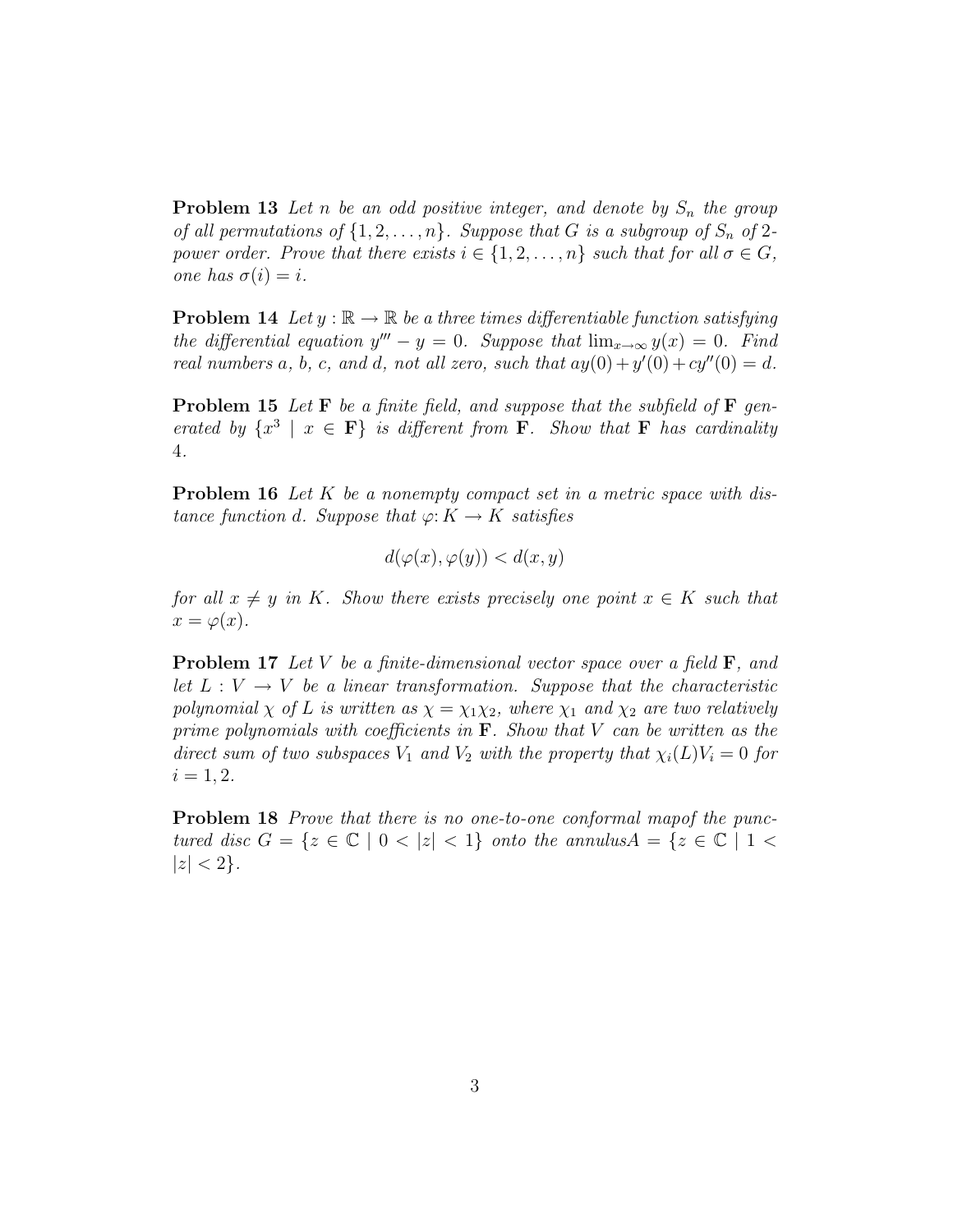**Problem 13** *Let $n$ be an odd positive integer, and denote by $S_n$ the group of all permutations of $\{1, 2, \ldots, n\}$. Suppose that $G$ is a subgroup of $S_n$ of 2-power order. Prove that there exists $i \in \{1, 2, \ldots, n\}$ such that for all $\sigma \in G$, one has $\sigma(i) = i$.*

**Problem 14** *Let $y : \mathbb{R} \to \mathbb{R}$ be a three times differentiable function satisfying the differential equation $y''' - y = 0$. Suppose that $\lim_{x\to\infty} y(x) = 0$. Find real numbers $a$, $b$, $c$, and $d$, not all zero, such that $ay(0) + y'(0) + cy''(0) = d$.*

**Problem 15** *Let $\mathbf{F}$ be a finite field, and suppose that the subfield of $\mathbf{F}$ generated by $\{x^3 \mid x \in \mathbf{F}\}$ is different from $\mathbf{F}$. Show that $\mathbf{F}$ has cardinality 4.*

**Problem 16** *Let $K$ be a nonempty compact set in a metric space with distance function $d$. Suppose that $\varphi : K \to K$ satisfies*

$$d(\varphi(x), \varphi(y)) < d(x, y)$$

*for all $x \neq y$ in $K$. Show there exists precisely one point $x \in K$ such that $x = \varphi(x)$.*

**Problem 17** *Let $V$ be a finite-dimensional vector space over a field $\mathbf{F}$, and let $L : V \to V$ be a linear transformation. Suppose that the characteristic polynomial $\chi$ of $L$ is written as $\chi = \chi_1\chi_2$, where $\chi_1$ and $\chi_2$ are two relatively prime polynomials with coefficients in $\mathbf{F}$. Show that $V$ can be written as the direct sum of two subspaces $V_1$ and $V_2$ with the property that $\chi_i(L)V_i = 0$ for $i = 1, 2$.*

**Problem 18** *Prove that there is no one-to-one conformal mapof the punctured disc $G = \{z \in \mathbb{C} \mid 0 < |z| < 1\}$ onto the annulus$A = \{z \in \mathbb{C} \mid 1 < |z| < 2\}$.*